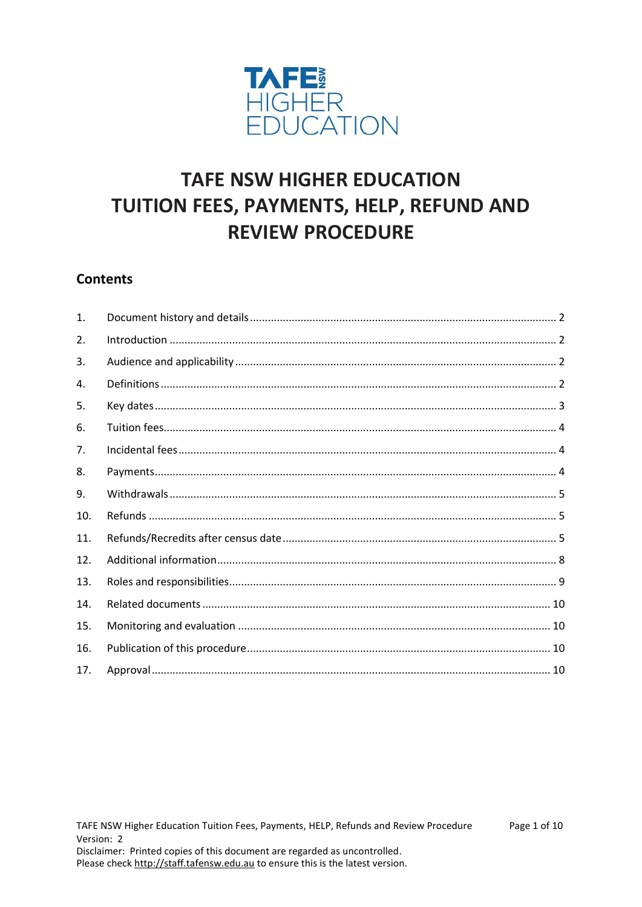TAFE NSW HIGHER EDUCATION

# TAFE NSW HIGHER EDUCATION TUITION FEES, PAYMENTS, HELP, REFUND AND REVIEW PROCEDURE

## Contents

1. Document history and details ........ 2
2. Introduction ........ 2
3. Audience and applicability ........ 2
4. Definitions ........ 2
5. Key dates ........ 3
6. Tuition fees ........ 4
7. Incidental fees ........ 4
8. Payments ........ 4
9. Withdrawals ........ 5
10. Refunds ........ 5
11. Refunds/Recredits after census date ........ 5
12. Additional information ........ 8
13. Roles and responsibilities ........ 9
14. Related documents ........ 10
15. Monitoring and evaluation ........ 10
16. Publication of this procedure ........ 10
17. Approval ........ 10

TAFE NSW Higher Education Tuition Fees, Payments, HELP, Refunds and Review Procedure
Version: 2
Disclaimer: Printed copies of this document are regarded as uncontrolled.
Please check http://staff.tafensw.edu.au to ensure this is the latest version.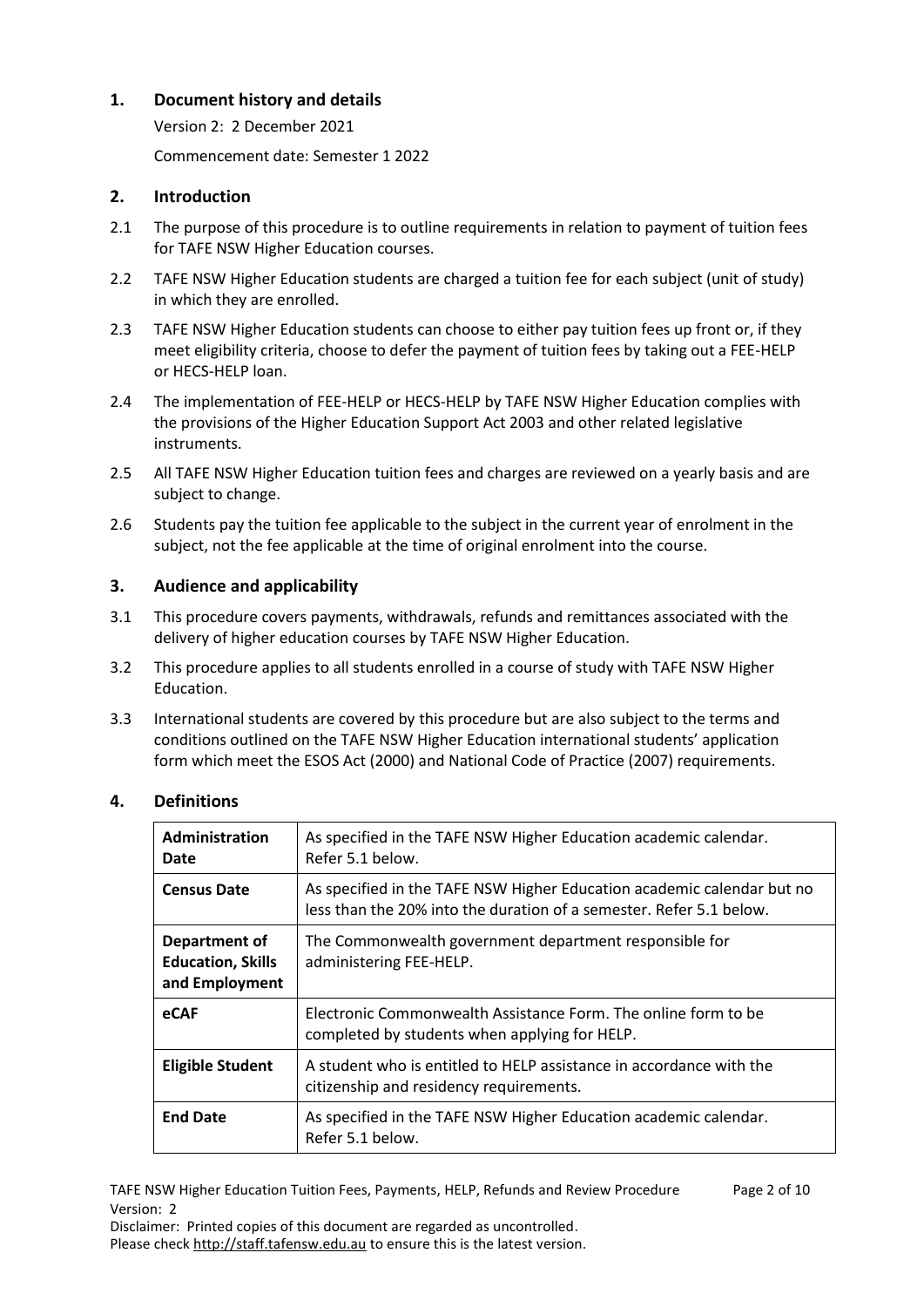## 1. Document history and details

Version 2: 2 December 2021

Commencement date: Semester 1 2022

## 2. Introduction

2.1 The purpose of this procedure is to outline requirements in relation to payment of tuition fees for TAFE NSW Higher Education courses.

2.2 TAFE NSW Higher Education students are charged a tuition fee for each subject (unit of study) in which they are enrolled.

2.3 TAFE NSW Higher Education students can choose to either pay tuition fees up front or, if they meet eligibility criteria, choose to defer the payment of tuition fees by taking out a FEE-HELP or HECS-HELP loan.

2.4 The implementation of FEE-HELP or HECS-HELP by TAFE NSW Higher Education complies with the provisions of the Higher Education Support Act 2003 and other related legislative instruments.

2.5 All TAFE NSW Higher Education tuition fees and charges are reviewed on a yearly basis and are subject to change.

2.6 Students pay the tuition fee applicable to the subject in the current year of enrolment in the subject, not the fee applicable at the time of original enrolment into the course.

## 3. Audience and applicability

3.1 This procedure covers payments, withdrawals, refunds and remittances associated with the delivery of higher education courses by TAFE NSW Higher Education.

3.2 This procedure applies to all students enrolled in a course of study with TAFE NSW Higher Education.

3.3 International students are covered by this procedure but are also subject to the terms and conditions outlined on the TAFE NSW Higher Education international students' application form which meet the ESOS Act (2000) and National Code of Practice (2007) requirements.

## 4. Definitions

| Term | Definition |
|---|---|
| **Administration Date** | As specified in the TAFE NSW Higher Education academic calendar. Refer 5.1 below. |
| **Census Date** | As specified in the TAFE NSW Higher Education academic calendar but no less than the 20% into the duration of a semester. Refer 5.1 below. |
| **Department of Education, Skills and Employment** | The Commonwealth government department responsible for administering FEE-HELP. |
| **eCAF** | Electronic Commonwealth Assistance Form. The online form to be completed by students when applying for HELP. |
| **Eligible Student** | A student who is entitled to HELP assistance in accordance with the citizenship and residency requirements. |
| **End Date** | As specified in the TAFE NSW Higher Education academic calendar. Refer 5.1 below. |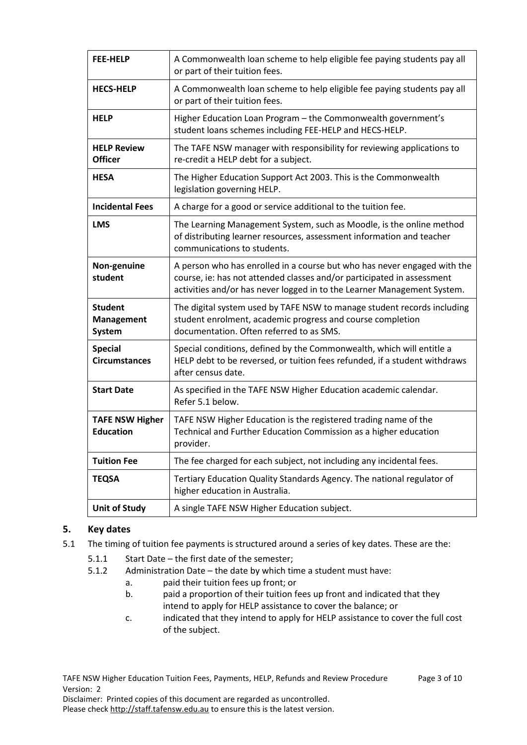| | |
|---|---|
| **FEE-HELP** | A Commonwealth loan scheme to help eligible fee paying students pay all or part of their tuition fees. |
| **HECS-HELP** | A Commonwealth loan scheme to help eligible fee paying students pay all or part of their tuition fees. |
| **HELP** | Higher Education Loan Program – the Commonwealth government's student loans schemes including FEE-HELP and HECS-HELP. |
| **HELP Review Officer** | The TAFE NSW manager with responsibility for reviewing applications to re-credit a HELP debt for a subject. |
| **HESA** | The Higher Education Support Act 2003. This is the Commonwealth legislation governing HELP. |
| **Incidental Fees** | A charge for a good or service additional to the tuition fee. |
| **LMS** | The Learning Management System, such as Moodle, is the online method of distributing learner resources, assessment information and teacher communications to students. |
| **Non-genuine student** | A person who has enrolled in a course but who has never engaged with the course, ie: has not attended classes and/or participated in assessment activities and/or has never logged in to the Learner Management System. |
| **Student Management System** | The digital system used by TAFE NSW to manage student records including student enrolment, academic progress and course completion documentation. Often referred to as SMS. |
| **Special Circumstances** | Special conditions, defined by the Commonwealth, which will entitle a HELP debt to be reversed, or tuition fees refunded, if a student withdraws after census date. |
| **Start Date** | As specified in the TAFE NSW Higher Education academic calendar. Refer 5.1 below. |
| **TAFE NSW Higher Education** | TAFE NSW Higher Education is the registered trading name of the Technical and Further Education Commission as a higher education provider. |
| **Tuition Fee** | The fee charged for each subject, not including any incidental fees. |
| **TEQSA** | Tertiary Education Quality Standards Agency. The national regulator of higher education in Australia. |
| **Unit of Study** | A single TAFE NSW Higher Education subject. |

## 5. Key dates

5.1 The timing of tuition fee payments is structured around a series of key dates. These are the:

- 5.1.1 Start Date – the first date of the semester;
- 5.1.2 Administration Date – the date by which time a student must have:
  - a. paid their tuition fees up front; or
  - b. paid a proportion of their tuition fees up front and indicated that they intend to apply for HELP assistance to cover the balance; or
  - c. indicated that they intend to apply for HELP assistance to cover the full cost of the subject.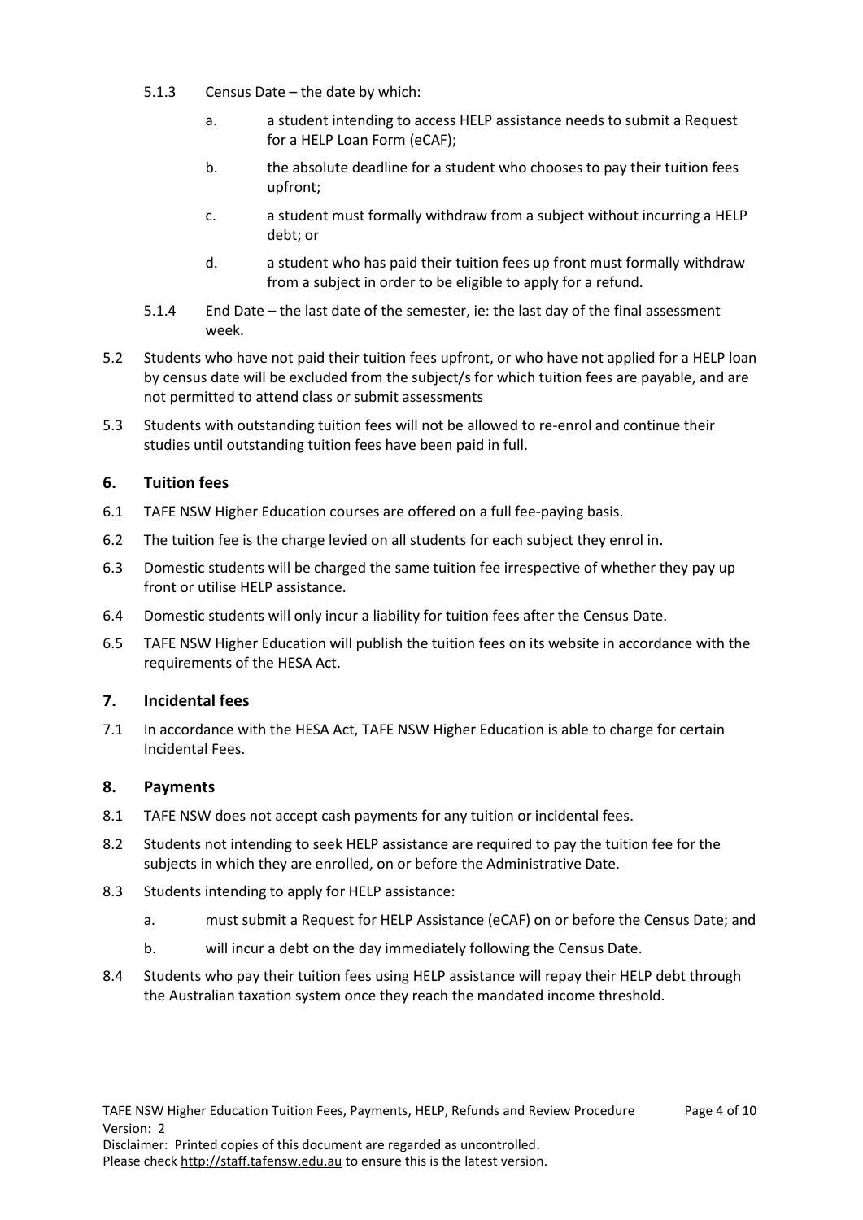5.1.3 Census Date – the date by which:

   a. a student intending to access HELP assistance needs to submit a Request for a HELP Loan Form (eCAF);

   b. the absolute deadline for a student who chooses to pay their tuition fees upfront;

   c. a student must formally withdraw from a subject without incurring a HELP debt; or

   d. a student who has paid their tuition fees up front must formally withdraw from a subject in order to be eligible to apply for a refund.

5.1.4 End Date – the last date of the semester, ie: the last day of the final assessment week.

5.2 Students who have not paid their tuition fees upfront, or who have not applied for a HELP loan by census date will be excluded from the subject/s for which tuition fees are payable, and are not permitted to attend class or submit assessments

5.3 Students with outstanding tuition fees will not be allowed to re-enrol and continue their studies until outstanding tuition fees have been paid in full.

## 6. Tuition fees

6.1 TAFE NSW Higher Education courses are offered on a full fee-paying basis.

6.2 The tuition fee is the charge levied on all students for each subject they enrol in.

6.3 Domestic students will be charged the same tuition fee irrespective of whether they pay up front or utilise HELP assistance.

6.4 Domestic students will only incur a liability for tuition fees after the Census Date.

6.5 TAFE NSW Higher Education will publish the tuition fees on its website in accordance with the requirements of the HESA Act.

## 7. Incidental fees

7.1 In accordance with the HESA Act, TAFE NSW Higher Education is able to charge for certain Incidental Fees.

## 8. Payments

8.1 TAFE NSW does not accept cash payments for any tuition or incidental fees.

8.2 Students not intending to seek HELP assistance are required to pay the tuition fee for the subjects in which they are enrolled, on or before the Administrative Date.

8.3 Students intending to apply for HELP assistance:

   a. must submit a Request for HELP Assistance (eCAF) on or before the Census Date; and

   b. will incur a debt on the day immediately following the Census Date.

8.4 Students who pay their tuition fees using HELP assistance will repay their HELP debt through the Australian taxation system once they reach the mandated income threshold.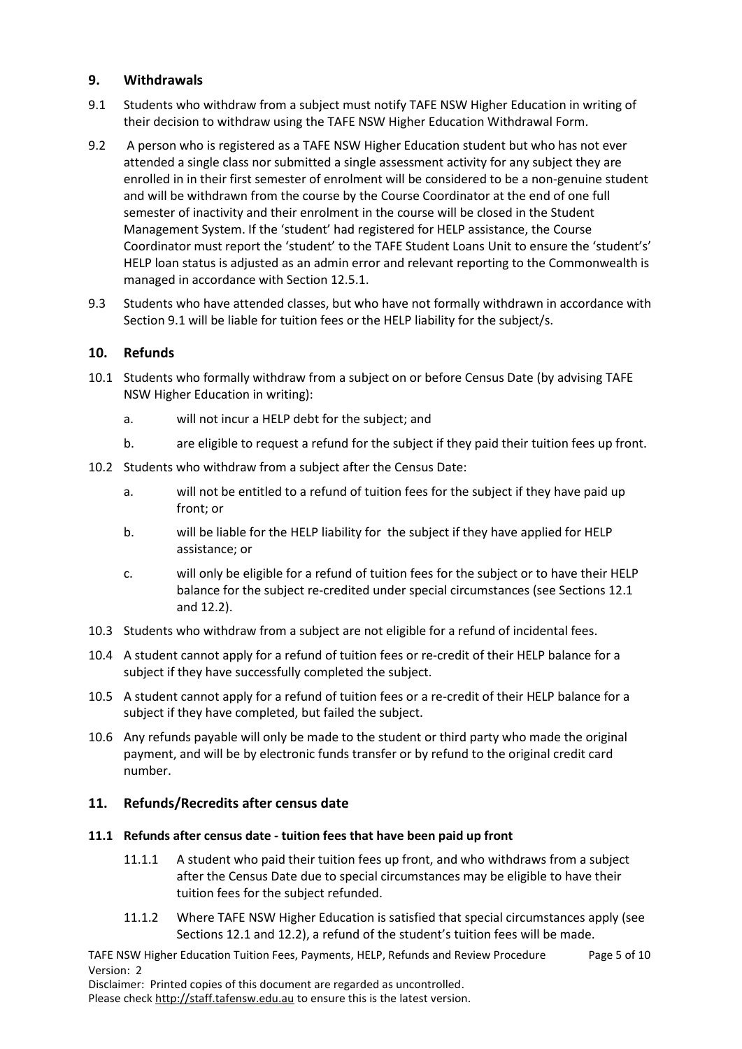## 9. Withdrawals

9.1 Students who withdraw from a subject must notify TAFE NSW Higher Education in writing of their decision to withdraw using the TAFE NSW Higher Education Withdrawal Form.

9.2 A person who is registered as a TAFE NSW Higher Education student but who has not ever attended a single class nor submitted a single assessment activity for any subject they are enrolled in in their first semester of enrolment will be considered to be a non-genuine student and will be withdrawn from the course by the Course Coordinator at the end of one full semester of inactivity and their enrolment in the course will be closed in the Student Management System. If the 'student' had registered for HELP assistance, the Course Coordinator must report the 'student' to the TAFE Student Loans Unit to ensure the 'student's' HELP loan status is adjusted as an admin error and relevant reporting to the Commonwealth is managed in accordance with Section 12.5.1.

9.3 Students who have attended classes, but who have not formally withdrawn in accordance with Section 9.1 will be liable for tuition fees or the HELP liability for the subject/s.

## 10. Refunds

10.1 Students who formally withdraw from a subject on or before Census Date (by advising TAFE NSW Higher Education in writing):

a. will not incur a HELP debt for the subject; and

b. are eligible to request a refund for the subject if they paid their tuition fees up front.

10.2 Students who withdraw from a subject after the Census Date:

a. will not be entitled to a refund of tuition fees for the subject if they have paid up front; or

b. will be liable for the HELP liability for the subject if they have applied for HELP assistance; or

c. will only be eligible for a refund of tuition fees for the subject or to have their HELP balance for the subject re-credited under special circumstances (see Sections 12.1 and 12.2).

10.3 Students who withdraw from a subject are not eligible for a refund of incidental fees.

10.4 A student cannot apply for a refund of tuition fees or re-credit of their HELP balance for a subject if they have successfully completed the subject.

10.5 A student cannot apply for a refund of tuition fees or a re-credit of their HELP balance for a subject if they have completed, but failed the subject.

10.6 Any refunds payable will only be made to the student or third party who made the original payment, and will be by electronic funds transfer or by refund to the original credit card number.

## 11. Refunds/Recredits after census date

### 11.1 Refunds after census date - tuition fees that have been paid up front

11.1.1 A student who paid their tuition fees up front, and who withdraws from a subject after the Census Date due to special circumstances may be eligible to have their tuition fees for the subject refunded.

11.1.2 Where TAFE NSW Higher Education is satisfied that special circumstances apply (see Sections 12.1 and 12.2), a refund of the student's tuition fees will be made.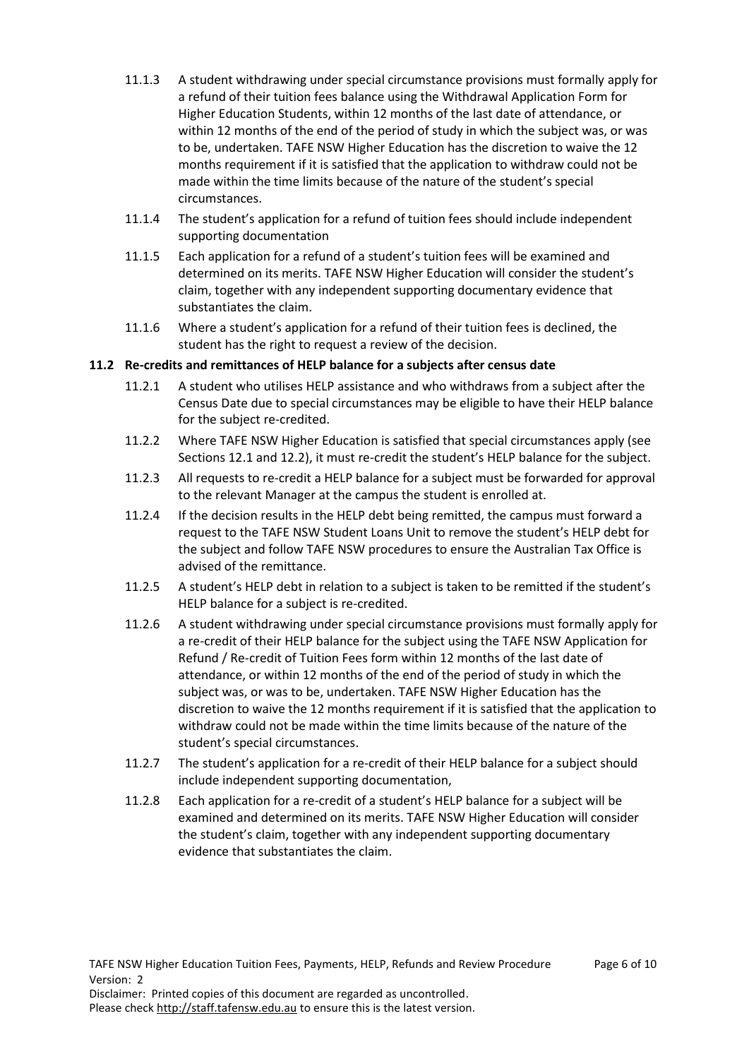11.1.3 A student withdrawing under special circumstance provisions must formally apply for a refund of their tuition fees balance using the Withdrawal Application Form for Higher Education Students, within 12 months of the last date of attendance, or within 12 months of the end of the period of study in which the subject was, or was to be, undertaken. TAFE NSW Higher Education has the discretion to waive the 12 months requirement if it is satisfied that the application to withdraw could not be made within the time limits because of the nature of the student's special circumstances.

11.1.4 The student's application for a refund of tuition fees should include independent supporting documentation

11.1.5 Each application for a refund of a student's tuition fees will be examined and determined on its merits. TAFE NSW Higher Education will consider the student's claim, together with any independent supporting documentary evidence that substantiates the claim.

11.1.6 Where a student's application for a refund of their tuition fees is declined, the student has the right to request a review of the decision.

**11.2 Re-credits and remittances of HELP balance for a subjects after census date**

11.2.1 A student who utilises HELP assistance and who withdraws from a subject after the Census Date due to special circumstances may be eligible to have their HELP balance for the subject re-credited.

11.2.2 Where TAFE NSW Higher Education is satisfied that special circumstances apply (see Sections 12.1 and 12.2), it must re-credit the student's HELP balance for the subject.

11.2.3 All requests to re-credit a HELP balance for a subject must be forwarded for approval to the relevant Manager at the campus the student is enrolled at.

11.2.4 If the decision results in the HELP debt being remitted, the campus must forward a request to the TAFE NSW Student Loans Unit to remove the student's HELP debt for the subject and follow TAFE NSW procedures to ensure the Australian Tax Office is advised of the remittance.

11.2.5 A student's HELP debt in relation to a subject is taken to be remitted if the student's HELP balance for a subject is re-credited.

11.2.6 A student withdrawing under special circumstance provisions must formally apply for a re-credit of their HELP balance for the subject using the TAFE NSW Application for Refund / Re-credit of Tuition Fees form within 12 months of the last date of attendance, or within 12 months of the end of the period of study in which the subject was, or was to be, undertaken. TAFE NSW Higher Education has the discretion to waive the 12 months requirement if it is satisfied that the application to withdraw could not be made within the time limits because of the nature of the student's special circumstances.

11.2.7 The student's application for a re-credit of their HELP balance for a subject should include independent supporting documentation,

11.2.8 Each application for a re-credit of a student's HELP balance for a subject will be examined and determined on its merits. TAFE NSW Higher Education will consider the student's claim, together with any independent supporting documentary evidence that substantiates the claim.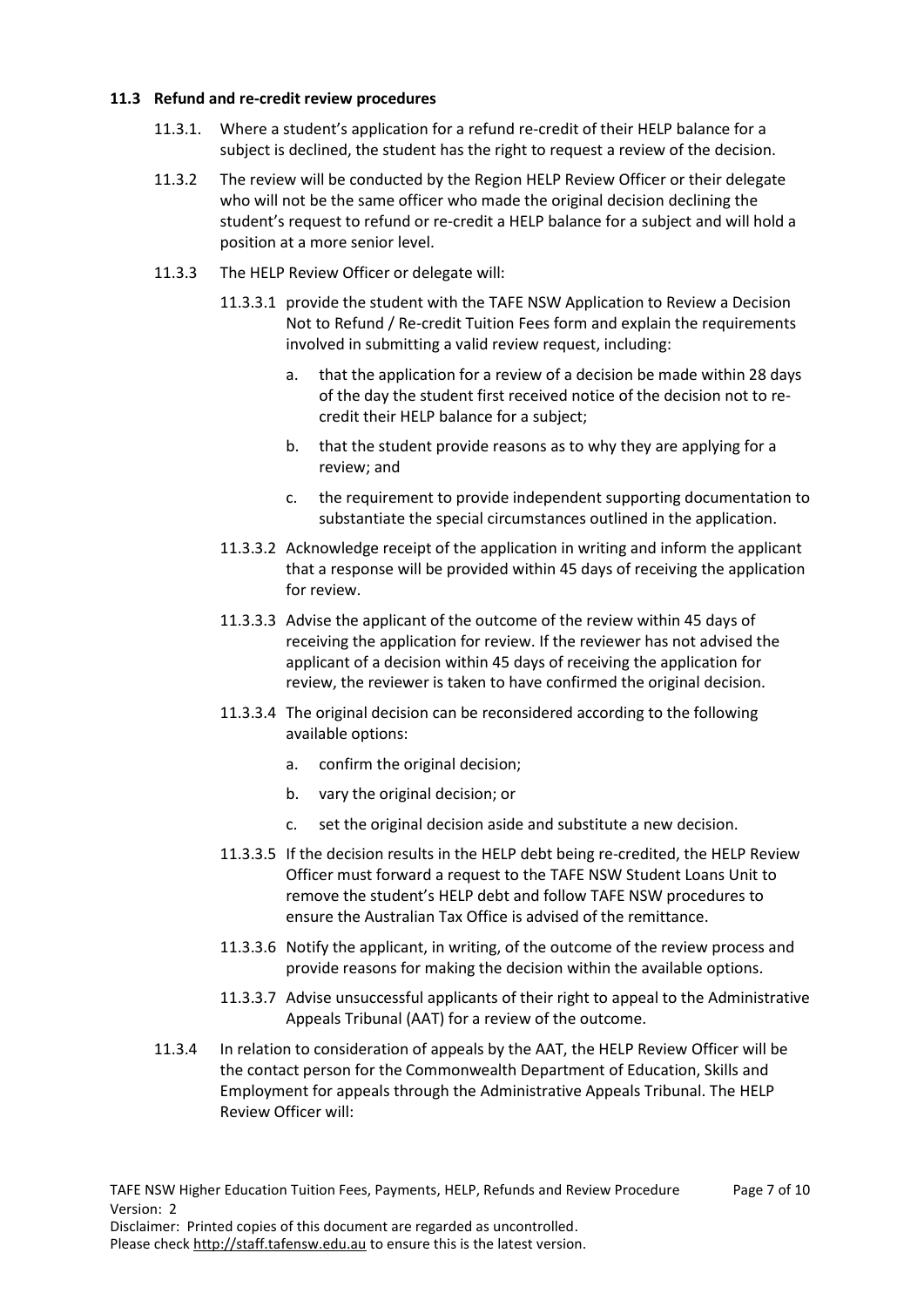### 11.3 Refund and re-credit review procedures

11.3.1. Where a student's application for a refund re-credit of their HELP balance for a subject is declined, the student has the right to request a review of the decision.

11.3.2 The review will be conducted by the Region HELP Review Officer or their delegate who will not be the same officer who made the original decision declining the student's request to refund or re-credit a HELP balance for a subject and will hold a position at a more senior level.

11.3.3 The HELP Review Officer or delegate will:

11.3.3.1 provide the student with the TAFE NSW Application to Review a Decision Not to Refund / Re-credit Tuition Fees form and explain the requirements involved in submitting a valid review request, including:

- a. that the application for a review of a decision be made within 28 days of the day the student first received notice of the decision not to re-credit their HELP balance for a subject;
- b. that the student provide reasons as to why they are applying for a review; and
- c. the requirement to provide independent supporting documentation to substantiate the special circumstances outlined in the application.

11.3.3.2 Acknowledge receipt of the application in writing and inform the applicant that a response will be provided within 45 days of receiving the application for review.

11.3.3.3 Advise the applicant of the outcome of the review within 45 days of receiving the application for review. If the reviewer has not advised the applicant of a decision within 45 days of receiving the application for review, the reviewer is taken to have confirmed the original decision.

11.3.3.4 The original decision can be reconsidered according to the following available options:

- a. confirm the original decision;
- b. vary the original decision; or
- c. set the original decision aside and substitute a new decision.

11.3.3.5 If the decision results in the HELP debt being re-credited, the HELP Review Officer must forward a request to the TAFE NSW Student Loans Unit to remove the student's HELP debt and follow TAFE NSW procedures to ensure the Australian Tax Office is advised of the remittance.

11.3.3.6 Notify the applicant, in writing, of the outcome of the review process and provide reasons for making the decision within the available options.

11.3.3.7 Advise unsuccessful applicants of their right to appeal to the Administrative Appeals Tribunal (AAT) for a review of the outcome.

11.3.4 In relation to consideration of appeals by the AAT, the HELP Review Officer will be the contact person for the Commonwealth Department of Education, Skills and Employment for appeals through the Administrative Appeals Tribunal. The HELP Review Officer will: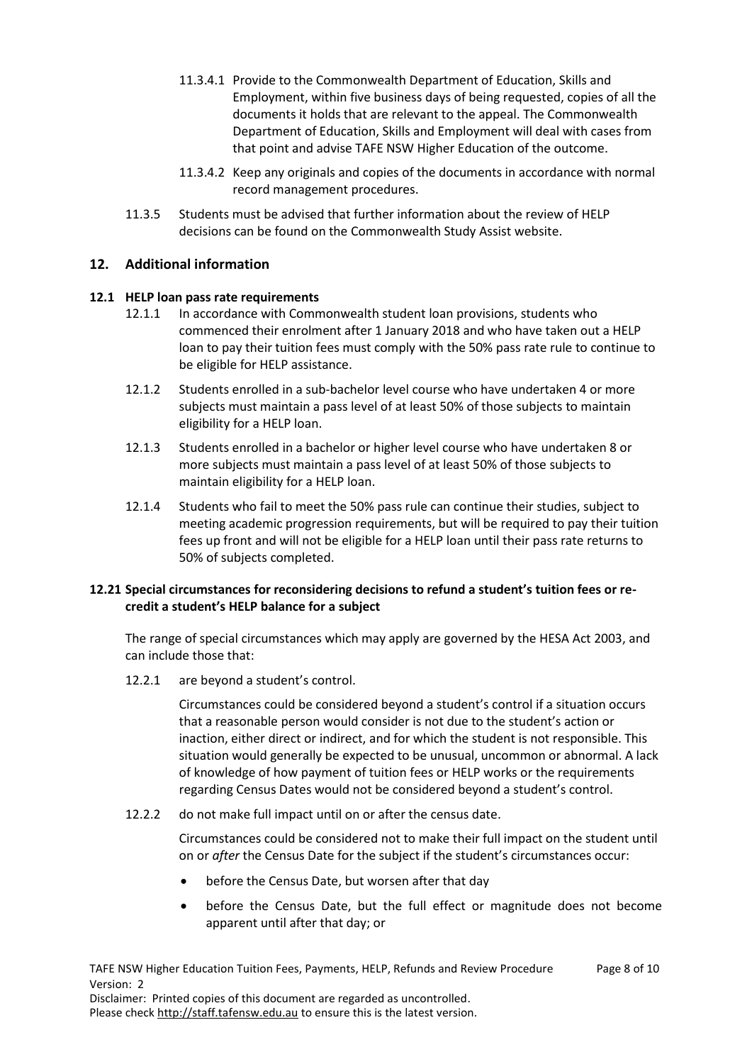11.3.4.1 Provide to the Commonwealth Department of Education, Skills and Employment, within five business days of being requested, copies of all the documents it holds that are relevant to the appeal. The Commonwealth Department of Education, Skills and Employment will deal with cases from that point and advise TAFE NSW Higher Education of the outcome.

11.3.4.2 Keep any originals and copies of the documents in accordance with normal record management procedures.

11.3.5 Students must be advised that further information about the review of HELP decisions can be found on the Commonwealth Study Assist website.

## 12. Additional information

### 12.1 HELP loan pass rate requirements

12.1.1 In accordance with Commonwealth student loan provisions, students who commenced their enrolment after 1 January 2018 and who have taken out a HELP loan to pay their tuition fees must comply with the 50% pass rate rule to continue to be eligible for HELP assistance.

12.1.2 Students enrolled in a sub-bachelor level course who have undertaken 4 or more subjects must maintain a pass level of at least 50% of those subjects to maintain eligibility for a HELP loan.

12.1.3 Students enrolled in a bachelor or higher level course who have undertaken 8 or more subjects must maintain a pass level of at least 50% of those subjects to maintain eligibility for a HELP loan.

12.1.4 Students who fail to meet the 50% pass rule can continue their studies, subject to meeting academic progression requirements, but will be required to pay their tuition fees up front and will not be eligible for a HELP loan until their pass rate returns to 50% of subjects completed.

### 12.21 Special circumstances for reconsidering decisions to refund a student's tuition fees or re-credit a student's HELP balance for a subject

The range of special circumstances which may apply are governed by the HESA Act 2003, and can include those that:

12.2.1 are beyond a student's control.

Circumstances could be considered beyond a student's control if a situation occurs that a reasonable person would consider is not due to the student's action or inaction, either direct or indirect, and for which the student is not responsible. This situation would generally be expected to be unusual, uncommon or abnormal. A lack of knowledge of how payment of tuition fees or HELP works or the requirements regarding Census Dates would not be considered beyond a student's control.

12.2.2 do not make full impact until on or after the census date.

Circumstances could be considered not to make their full impact on the student until on or *after* the Census Date for the subject if the student's circumstances occur:

- before the Census Date, but worsen after that day
- before the Census Date, but the full effect or magnitude does not become apparent until after that day; or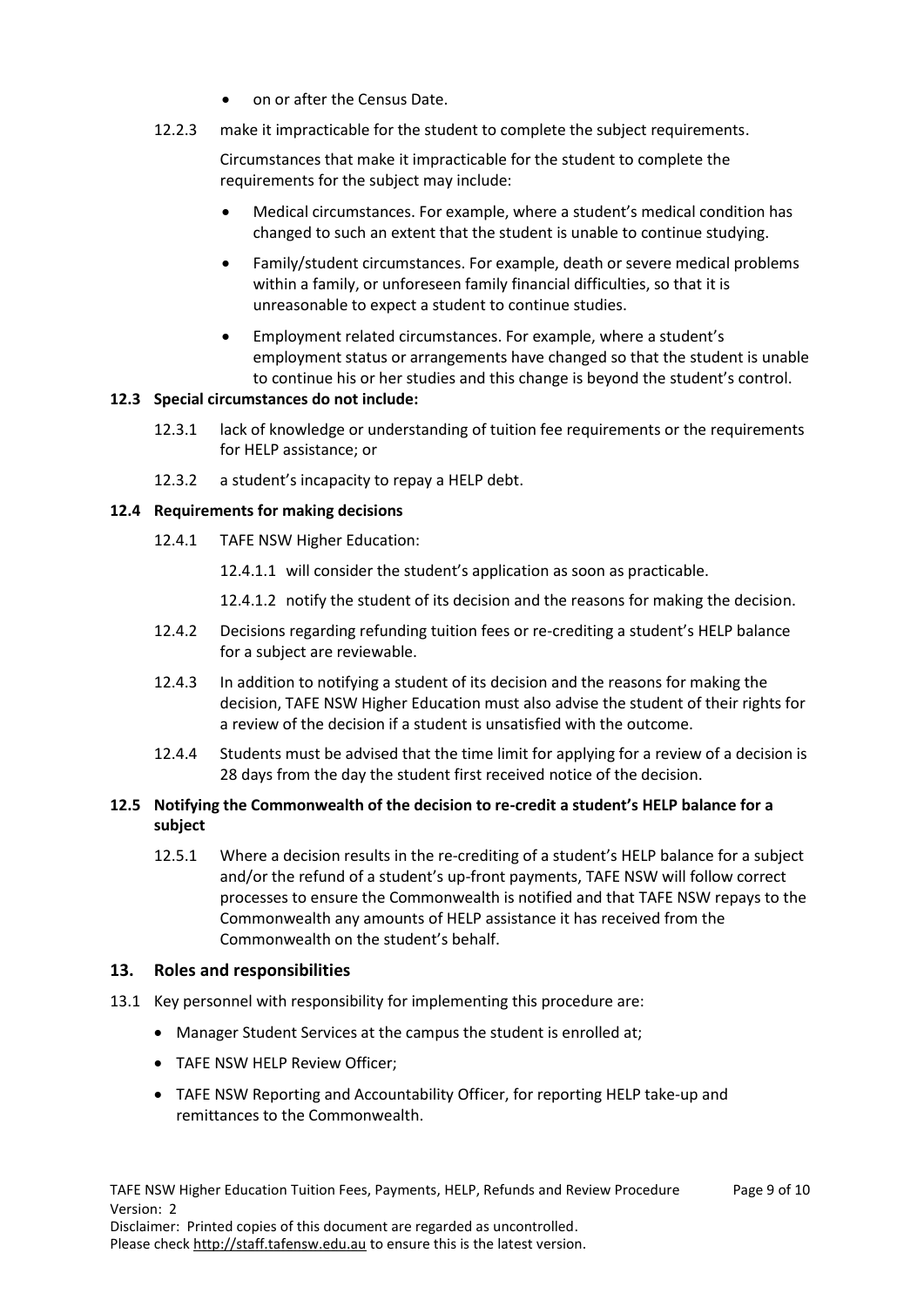- on or after the Census Date.

12.2.3 make it impracticable for the student to complete the subject requirements.

Circumstances that make it impracticable for the student to complete the requirements for the subject may include:

- Medical circumstances. For example, where a student's medical condition has changed to such an extent that the student is unable to continue studying.
- Family/student circumstances. For example, death or severe medical problems within a family, or unforeseen family financial difficulties, so that it is unreasonable to expect a student to continue studies.
- Employment related circumstances. For example, where a student's employment status or arrangements have changed so that the student is unable to continue his or her studies and this change is beyond the student's control.

**12.3 Special circumstances do not include:**

12.3.1 lack of knowledge or understanding of tuition fee requirements or the requirements for HELP assistance; or

12.3.2 a student's incapacity to repay a HELP debt.

**12.4 Requirements for making decisions**

12.4.1 TAFE NSW Higher Education:

12.4.1.1 will consider the student's application as soon as practicable.

12.4.1.2 notify the student of its decision and the reasons for making the decision.

12.4.2 Decisions regarding refunding tuition fees or re-crediting a student's HELP balance for a subject are reviewable.

12.4.3 In addition to notifying a student of its decision and the reasons for making the decision, TAFE NSW Higher Education must also advise the student of their rights for a review of the decision if a student is unsatisfied with the outcome.

12.4.4 Students must be advised that the time limit for applying for a review of a decision is 28 days from the day the student first received notice of the decision.

**12.5 Notifying the Commonwealth of the decision to re-credit a student's HELP balance for a subject**

12.5.1 Where a decision results in the re-crediting of a student's HELP balance for a subject and/or the refund of a student's up-front payments, TAFE NSW will follow correct processes to ensure the Commonwealth is notified and that TAFE NSW repays to the Commonwealth any amounts of HELP assistance it has received from the Commonwealth on the student's behalf.

## 13. Roles and responsibilities

13.1 Key personnel with responsibility for implementing this procedure are:

- Manager Student Services at the campus the student is enrolled at;
- TAFE NSW HELP Review Officer;
- TAFE NSW Reporting and Accountability Officer, for reporting HELP take-up and remittances to the Commonwealth.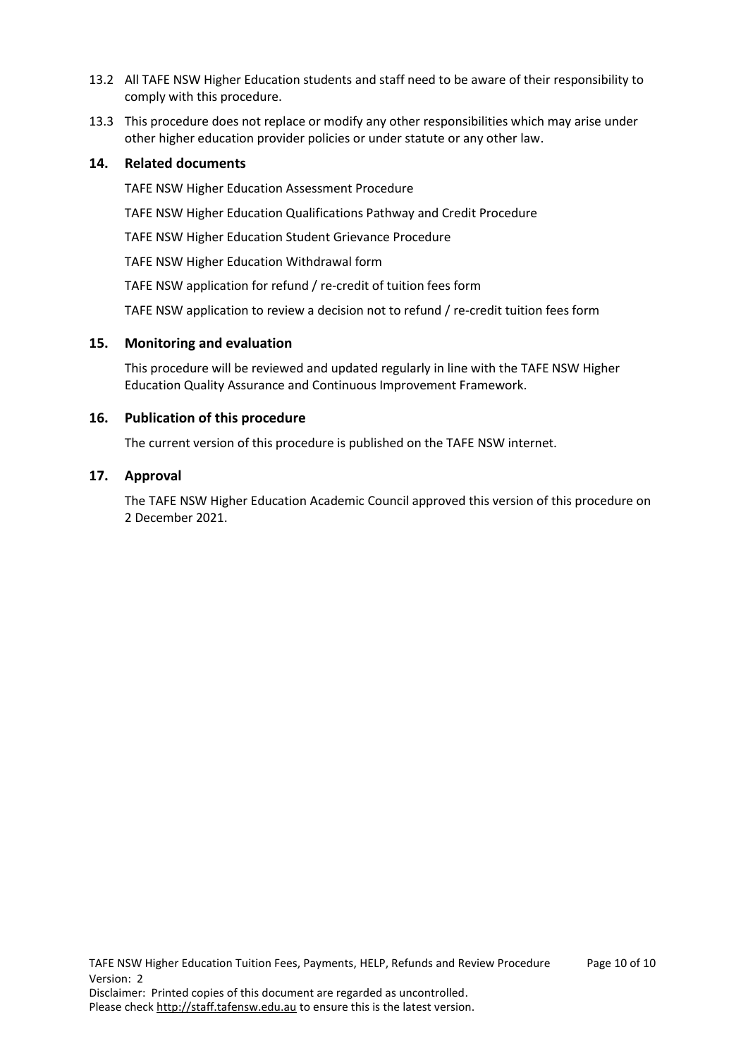13.2 All TAFE NSW Higher Education students and staff need to be aware of their responsibility to comply with this procedure.

13.3 This procedure does not replace or modify any other responsibilities which may arise under other higher education provider policies or under statute or any other law.

## 14. Related documents

TAFE NSW Higher Education Assessment Procedure

TAFE NSW Higher Education Qualifications Pathway and Credit Procedure

TAFE NSW Higher Education Student Grievance Procedure

TAFE NSW Higher Education Withdrawal form

TAFE NSW application for refund / re-credit of tuition fees form

TAFE NSW application to review a decision not to refund / re-credit tuition fees form

## 15. Monitoring and evaluation

This procedure will be reviewed and updated regularly in line with the TAFE NSW Higher Education Quality Assurance and Continuous Improvement Framework.

## 16. Publication of this procedure

The current version of this procedure is published on the TAFE NSW internet.

## 17. Approval

The TAFE NSW Higher Education Academic Council approved this version of this procedure on 2 December 2021.